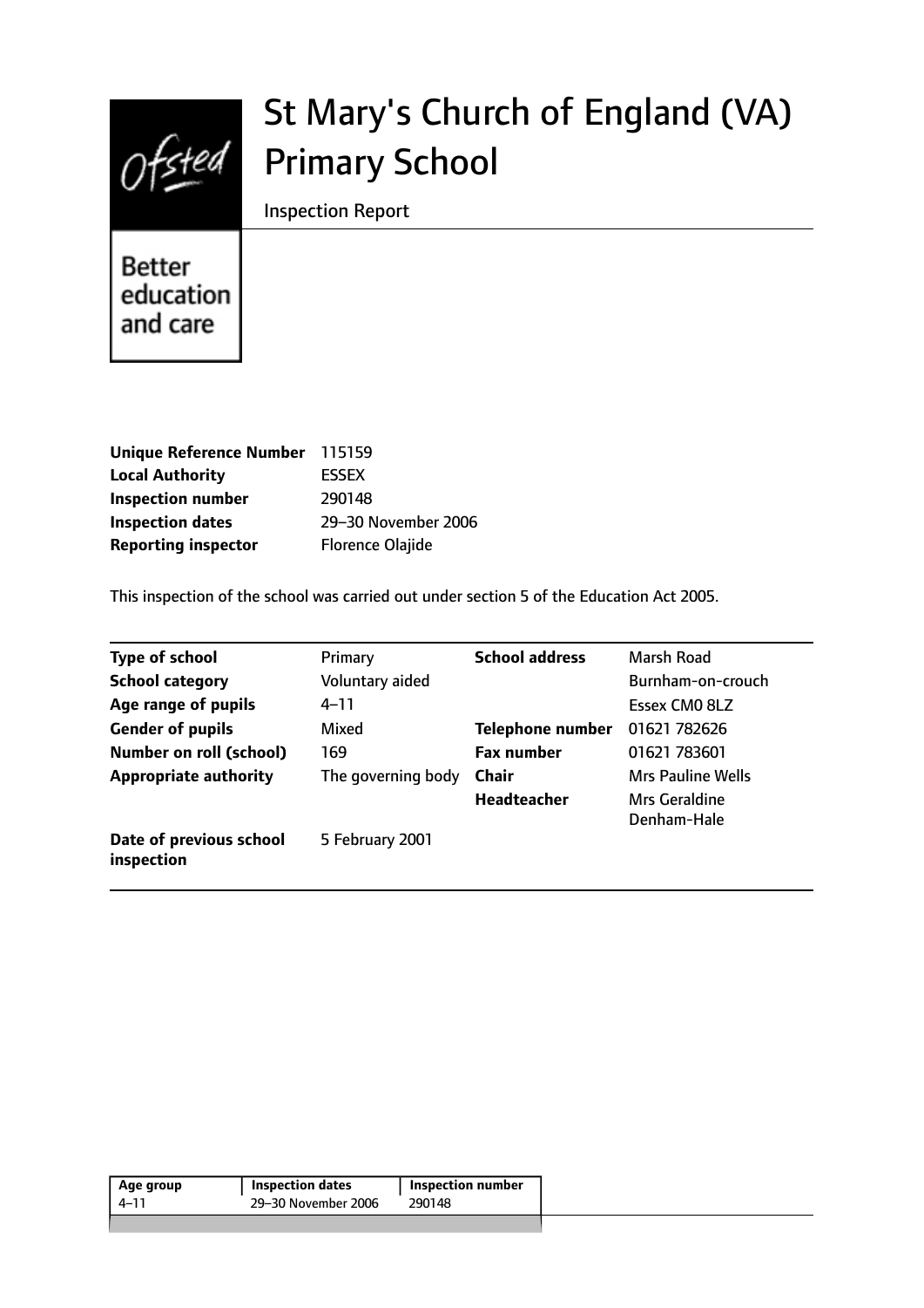# St Mary's Church of England (VA) Primary School

Inspection Report

Better education and care

| | |
|---|---|
| **Unique Reference Number** | 115159 |
| **Local Authority** | ESSEX |
| **Inspection number** | 290148 |
| **Inspection dates** | 29–30 November 2006 |
| **Reporting inspector** | Florence Olajide |

This inspection of the school was carried out under section 5 of the Education Act 2005.

| | | | |
|---|---|---|---|
| **Type of school** | Primary | **School address** | Marsh Road |
| **School category** | Voluntary aided | | Burnham-on-crouch |
| **Age range of pupils** | 4–11 | | Essex CM0 8LZ |
| **Gender of pupils** | Mixed | **Telephone number** | 01621 782626 |
| **Number on roll (school)** | 169 | **Fax number** | 01621 783601 |
| **Appropriate authority** | The governing body | **Chair** | Mrs Pauline Wells |
| | | **Headteacher** | Mrs Geraldine Denham-Hale |
| **Date of previous school inspection** | 5 February 2001 | | |

| Age group | Inspection dates | Inspection number |
|---|---|---|
| 4–11 | 29–30 November 2006 | 290148 |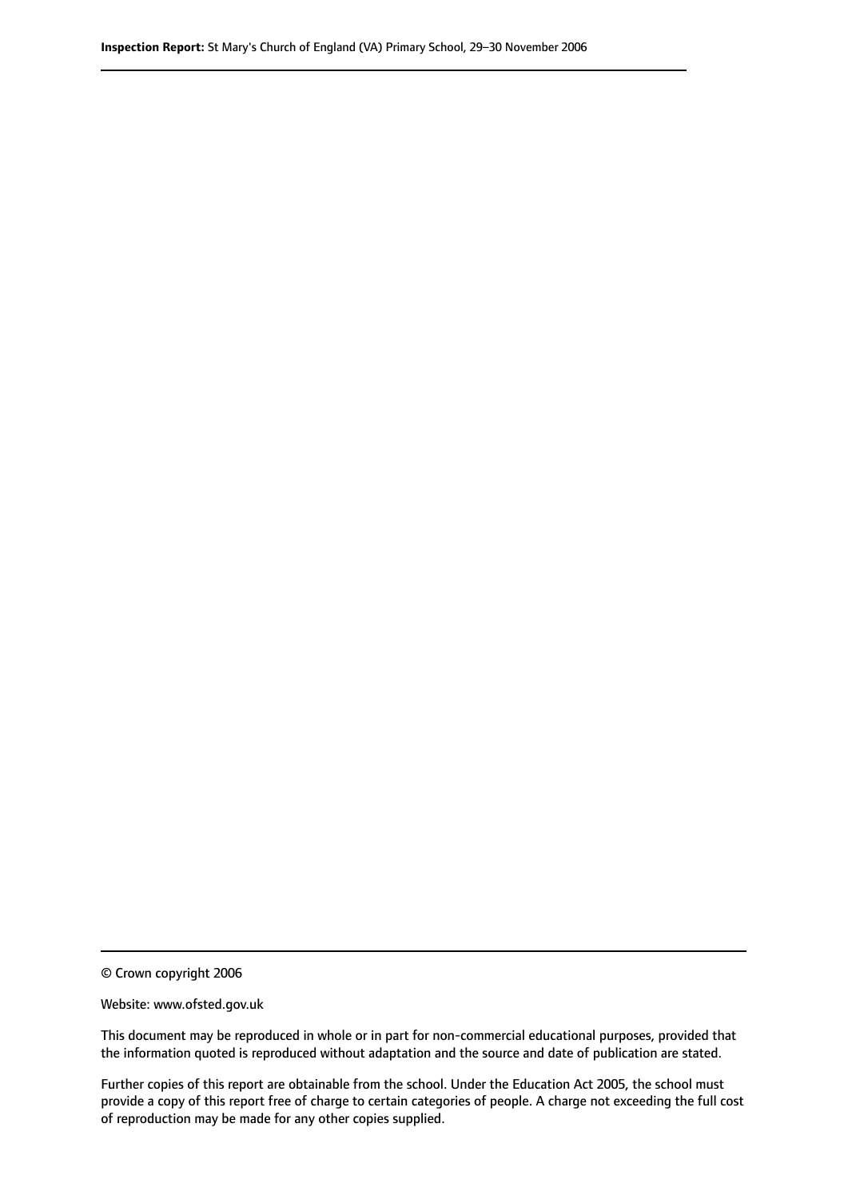© Crown copyright 2006

Website: www.ofsted.gov.uk

This document may be reproduced in whole or in part for non-commercial educational purposes, provided that the information quoted is reproduced without adaptation and the source and date of publication are stated.

Further copies of this report are obtainable from the school. Under the Education Act 2005, the school must provide a copy of this report free of charge to certain categories of people. A charge not exceeding the full cost of reproduction may be made for any other copies supplied.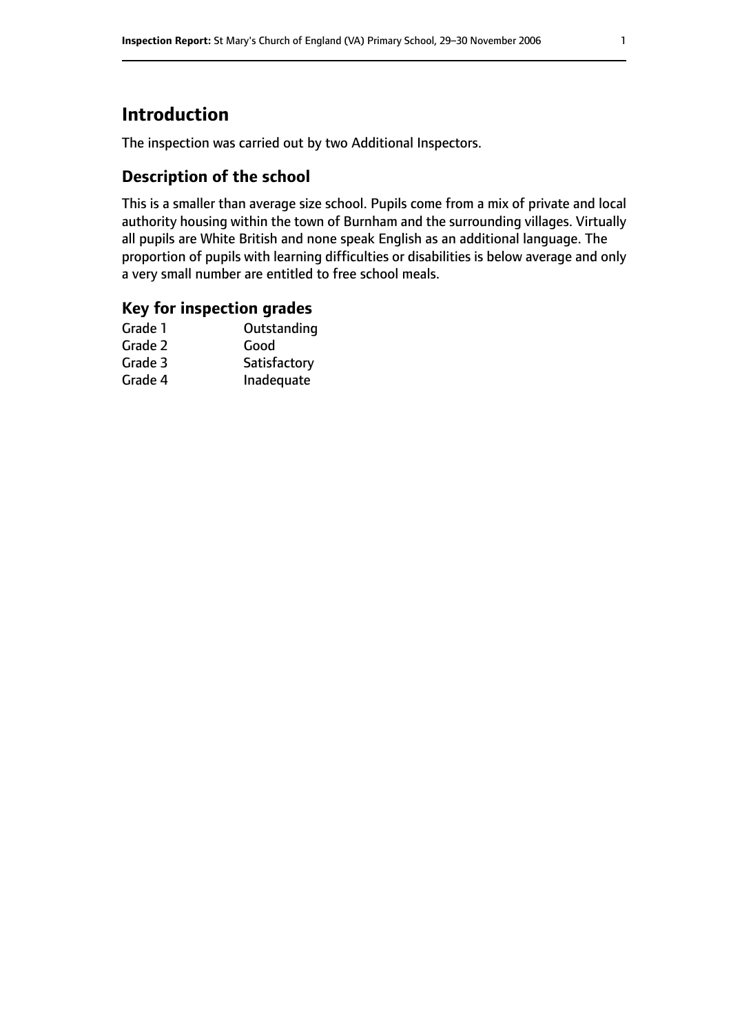# Introduction

The inspection was carried out by two Additional Inspectors.

## Description of the school

This is a smaller than average size school. Pupils come from a mix of private and local authority housing within the town of Burnham and the surrounding villages. Virtually all pupils are White British and none speak English as an additional language. The proportion of pupils with learning difficulties or disabilities is below average and only a very small number are entitled to free school meals.

## Key for inspection grades

| | |
|---|---|
| Grade 1 | Outstanding |
| Grade 2 | Good |
| Grade 3 | Satisfactory |
| Grade 4 | Inadequate |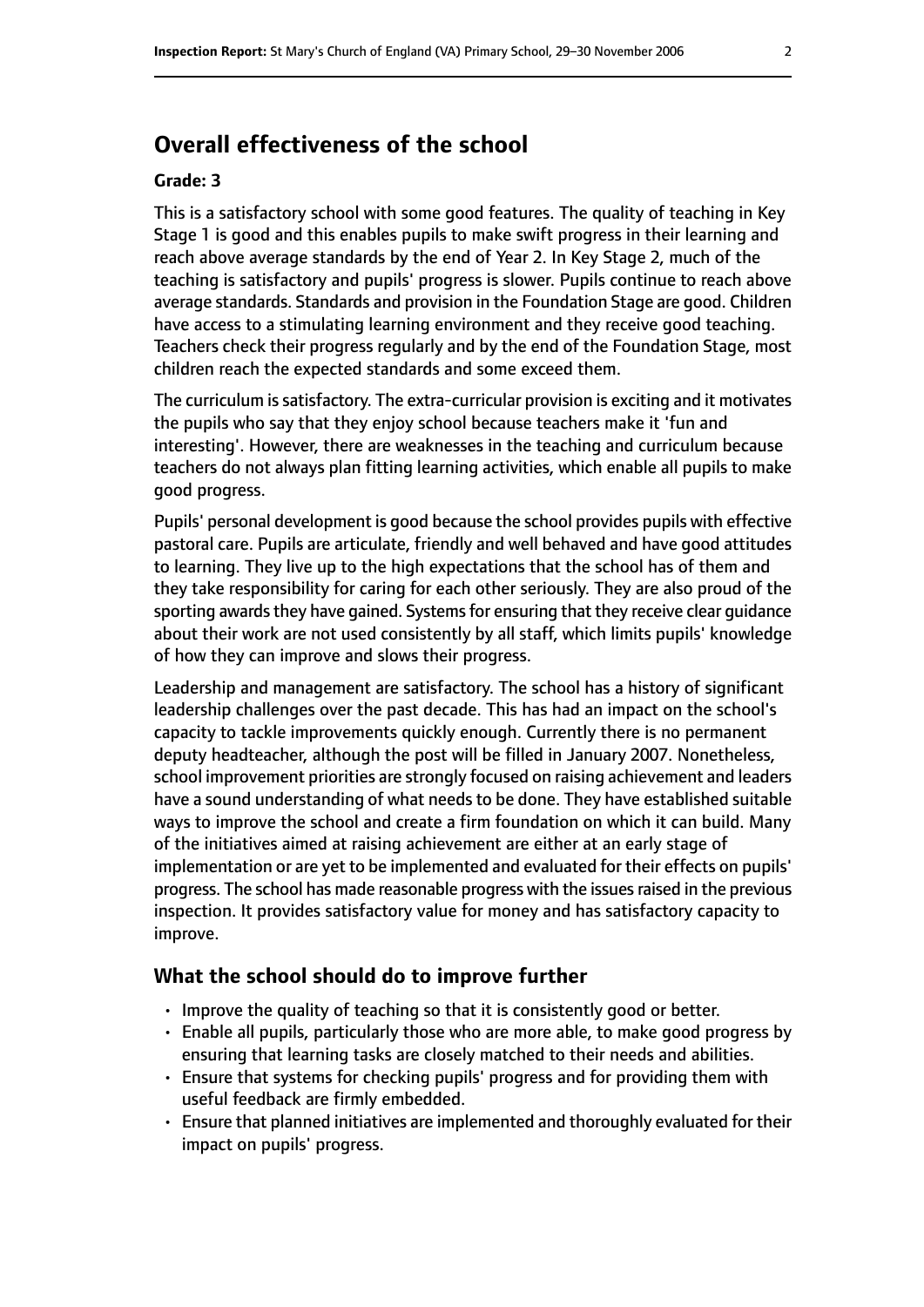## Overall effectiveness of the school

#### Grade: 3

This is a satisfactory school with some good features. The quality of teaching in Key Stage 1 is good and this enables pupils to make swift progress in their learning and reach above average standards by the end of Year 2. In Key Stage 2, much of the teaching is satisfactory and pupils' progress is slower. Pupils continue to reach above average standards. Standards and provision in the Foundation Stage are good. Children have access to a stimulating learning environment and they receive good teaching. Teachers check their progress regularly and by the end of the Foundation Stage, most children reach the expected standards and some exceed them.

The curriculum is satisfactory. The extra-curricular provision is exciting and it motivates the pupils who say that they enjoy school because teachers make it 'fun and interesting'. However, there are weaknesses in the teaching and curriculum because teachers do not always plan fitting learning activities, which enable all pupils to make good progress.

Pupils' personal development is good because the school provides pupils with effective pastoral care. Pupils are articulate, friendly and well behaved and have good attitudes to learning. They live up to the high expectations that the school has of them and they take responsibility for caring for each other seriously. They are also proud of the sporting awards they have gained. Systems for ensuring that they receive clear guidance about their work are not used consistently by all staff, which limits pupils' knowledge of how they can improve and slows their progress.

Leadership and management are satisfactory. The school has a history of significant leadership challenges over the past decade. This has had an impact on the school's capacity to tackle improvements quickly enough. Currently there is no permanent deputy headteacher, although the post will be filled in January 2007. Nonetheless, school improvement priorities are strongly focused on raising achievement and leaders have a sound understanding of what needs to be done. They have established suitable ways to improve the school and create a firm foundation on which it can build. Many of the initiatives aimed at raising achievement are either at an early stage of implementation or are yet to be implemented and evaluated for their effects on pupils' progress. The school has made reasonable progress with the issues raised in the previous inspection. It provides satisfactory value for money and has satisfactory capacity to improve.

### What the school should do to improve further

- Improve the quality of teaching so that it is consistently good or better.
- Enable all pupils, particularly those who are more able, to make good progress by ensuring that learning tasks are closely matched to their needs and abilities.
- Ensure that systems for checking pupils' progress and for providing them with useful feedback are firmly embedded.
- Ensure that planned initiatives are implemented and thoroughly evaluated for their impact on pupils' progress.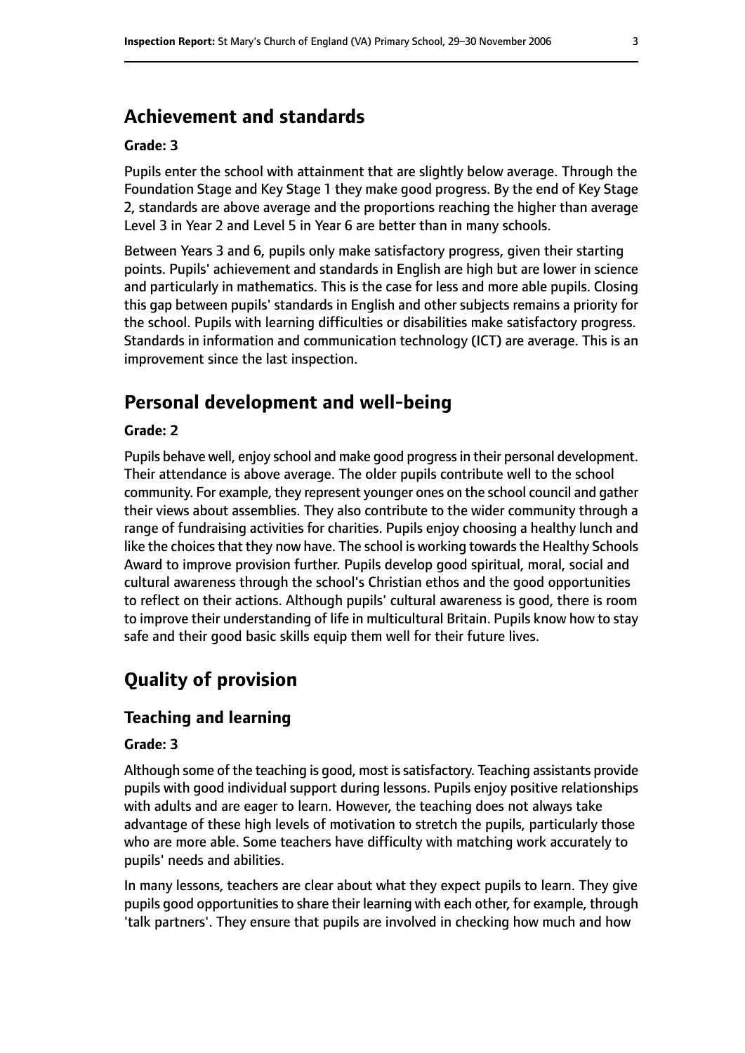## Achievement and standards

**Grade: 3**

Pupils enter the school with attainment that are slightly below average. Through the Foundation Stage and Key Stage 1 they make good progress. By the end of Key Stage 2, standards are above average and the proportions reaching the higher than average Level 3 in Year 2 and Level 5 in Year 6 are better than in many schools.

Between Years 3 and 6, pupils only make satisfactory progress, given their starting points. Pupils' achievement and standards in English are high but are lower in science and particularly in mathematics. This is the case for less and more able pupils. Closing this gap between pupils' standards in English and other subjects remains a priority for the school. Pupils with learning difficulties or disabilities make satisfactory progress. Standards in information and communication technology (ICT) are average. This is an improvement since the last inspection.

## Personal development and well-being

**Grade: 2**

Pupils behave well, enjoy school and make good progress in their personal development. Their attendance is above average. The older pupils contribute well to the school community. For example, they represent younger ones on the school council and gather their views about assemblies. They also contribute to the wider community through a range of fundraising activities for charities. Pupils enjoy choosing a healthy lunch and like the choices that they now have. The school is working towards the Healthy Schools Award to improve provision further. Pupils develop good spiritual, moral, social and cultural awareness through the school's Christian ethos and the good opportunities to reflect on their actions. Although pupils' cultural awareness is good, there is room to improve their understanding of life in multicultural Britain. Pupils know how to stay safe and their good basic skills equip them well for their future lives.

# Quality of provision

## Teaching and learning

**Grade: 3**

Although some of the teaching is good, most is satisfactory. Teaching assistants provide pupils with good individual support during lessons. Pupils enjoy positive relationships with adults and are eager to learn. However, the teaching does not always take advantage of these high levels of motivation to stretch the pupils, particularly those who are more able. Some teachers have difficulty with matching work accurately to pupils' needs and abilities.

In many lessons, teachers are clear about what they expect pupils to learn. They give pupils good opportunities to share their learning with each other, for example, through 'talk partners'. They ensure that pupils are involved in checking how much and how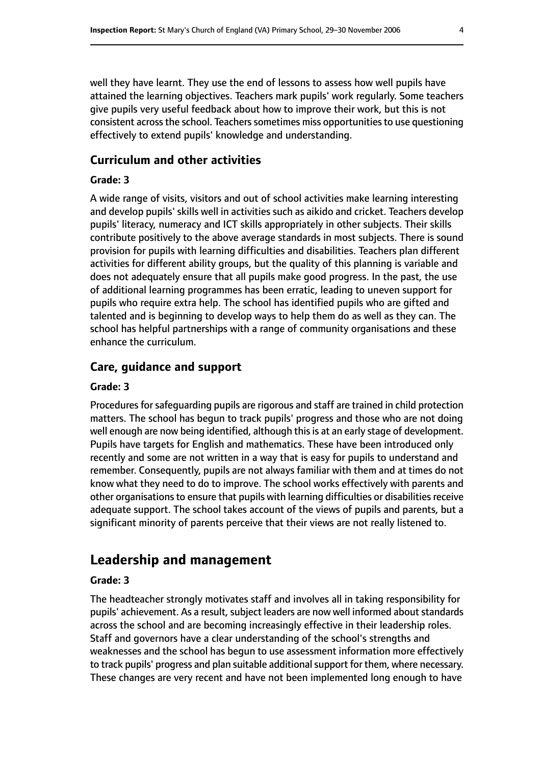well they have learnt. They use the end of lessons to assess how well pupils have attained the learning objectives. Teachers mark pupils' work regularly. Some teachers give pupils very useful feedback about how to improve their work, but this is not consistent across the school. Teachers sometimes miss opportunities to use questioning effectively to extend pupils' knowledge and understanding.

### Curriculum and other activities

#### Grade: 3

A wide range of visits, visitors and out of school activities make learning interesting and develop pupils' skills well in activities such as aikido and cricket. Teachers develop pupils' literacy, numeracy and ICT skills appropriately in other subjects. Their skills contribute positively to the above average standards in most subjects. There is sound provision for pupils with learning difficulties and disabilities. Teachers plan different activities for different ability groups, but the quality of this planning is variable and does not adequately ensure that all pupils make good progress. In the past, the use of additional learning programmes has been erratic, leading to uneven support for pupils who require extra help. The school has identified pupils who are gifted and talented and is beginning to develop ways to help them do as well as they can. The school has helpful partnerships with a range of community organisations and these enhance the curriculum.

### Care, guidance and support

#### Grade: 3

Procedures for safeguarding pupils are rigorous and staff are trained in child protection matters. The school has begun to track pupils' progress and those who are not doing well enough are now being identified, although this is at an early stage of development. Pupils have targets for English and mathematics. These have been introduced only recently and some are not written in a way that is easy for pupils to understand and remember. Consequently, pupils are not always familiar with them and at times do not know what they need to do to improve. The school works effectively with parents and other organisations to ensure that pupils with learning difficulties or disabilities receive adequate support. The school takes account of the views of pupils and parents, but a significant minority of parents perceive that their views are not really listened to.

## Leadership and management

#### Grade: 3

The headteacher strongly motivates staff and involves all in taking responsibility for pupils' achievement. As a result, subject leaders are now well informed about standards across the school and are becoming increasingly effective in their leadership roles. Staff and governors have a clear understanding of the school's strengths and weaknesses and the school has begun to use assessment information more effectively to track pupils' progress and plan suitable additional support for them, where necessary. These changes are very recent and have not been implemented long enough to have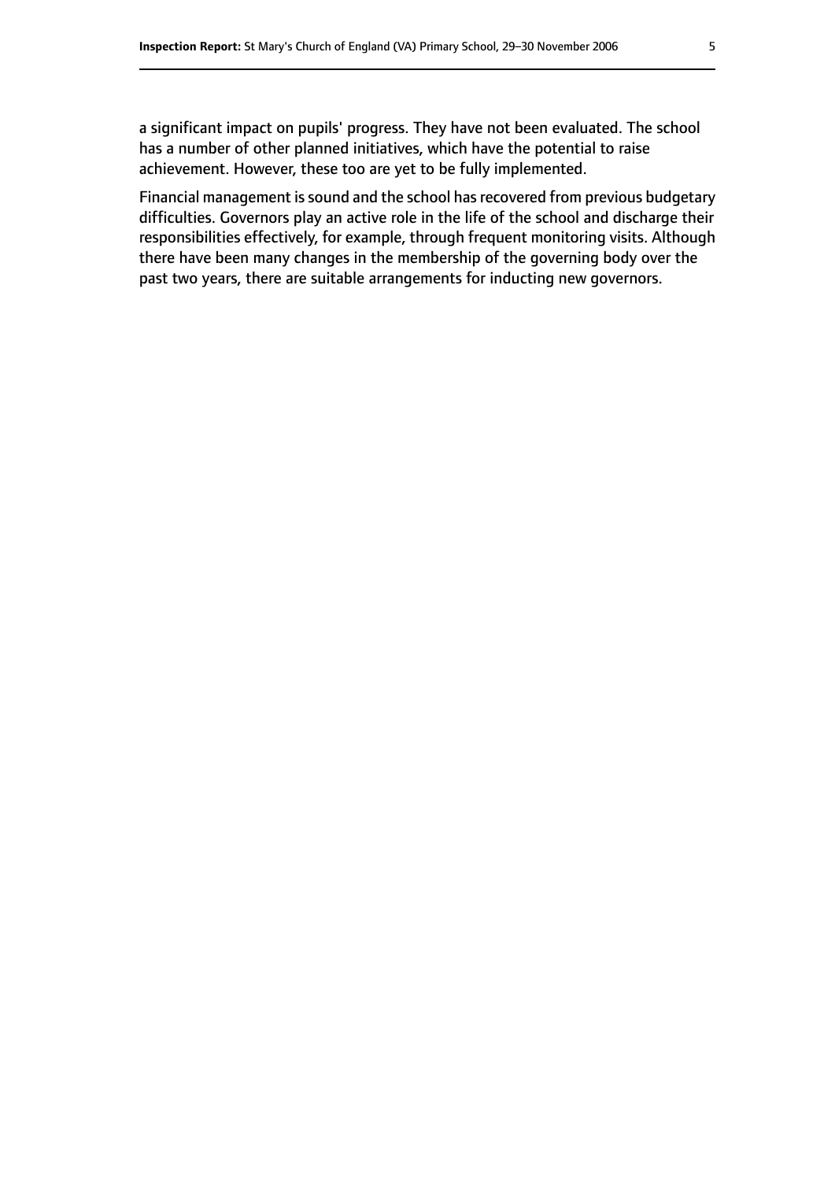a significant impact on pupils' progress. They have not been evaluated. The school has a number of other planned initiatives, which have the potential to raise achievement. However, these too are yet to be fully implemented.

Financial management is sound and the school has recovered from previous budgetary difficulties. Governors play an active role in the life of the school and discharge their responsibilities effectively, for example, through frequent monitoring visits. Although there have been many changes in the membership of the governing body over the past two years, there are suitable arrangements for inducting new governors.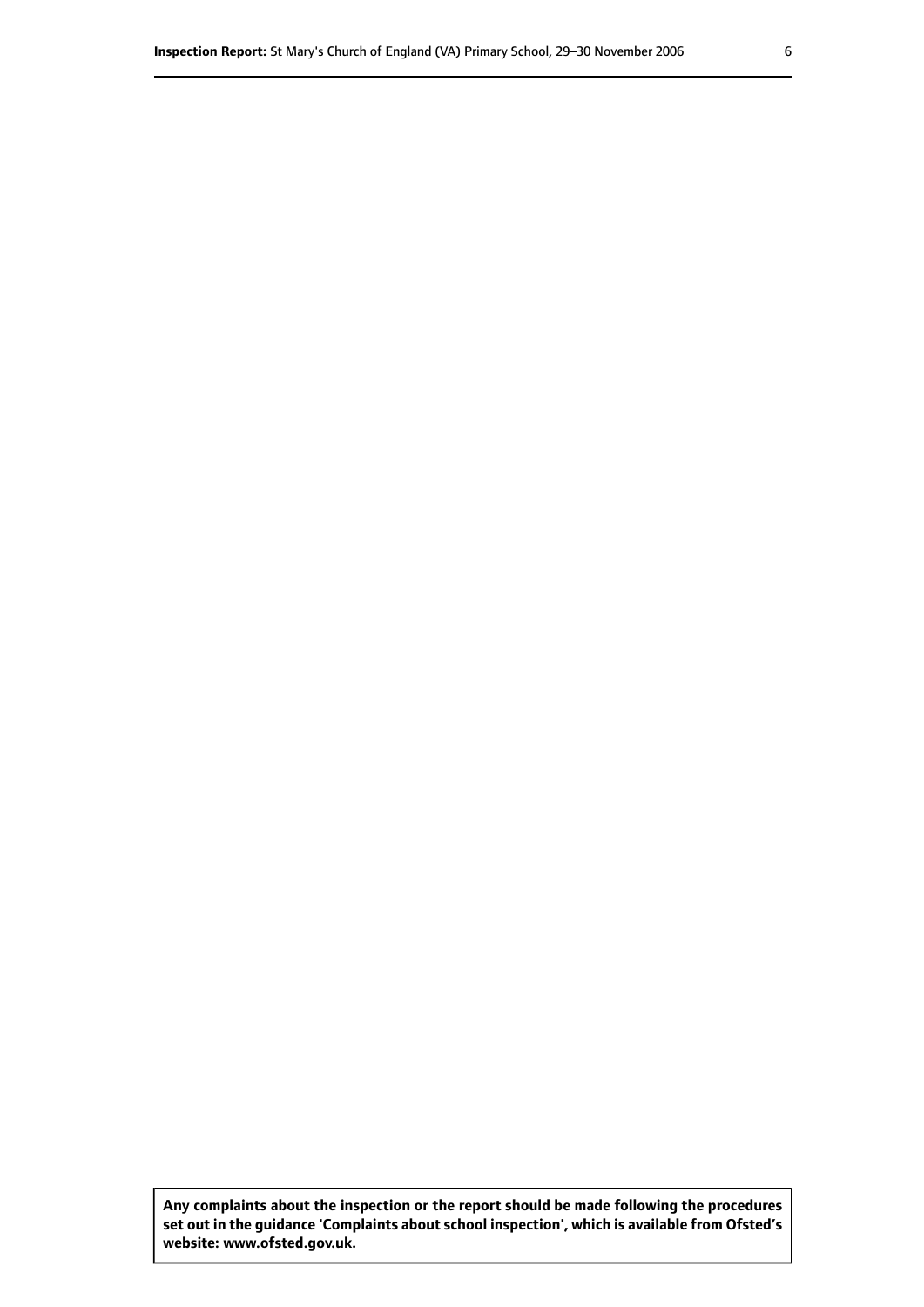**Any complaints about the inspection or the report should be made following the procedures set out in the guidance 'Complaints about school inspection', which is available from Ofsted's website: www.ofsted.gov.uk.**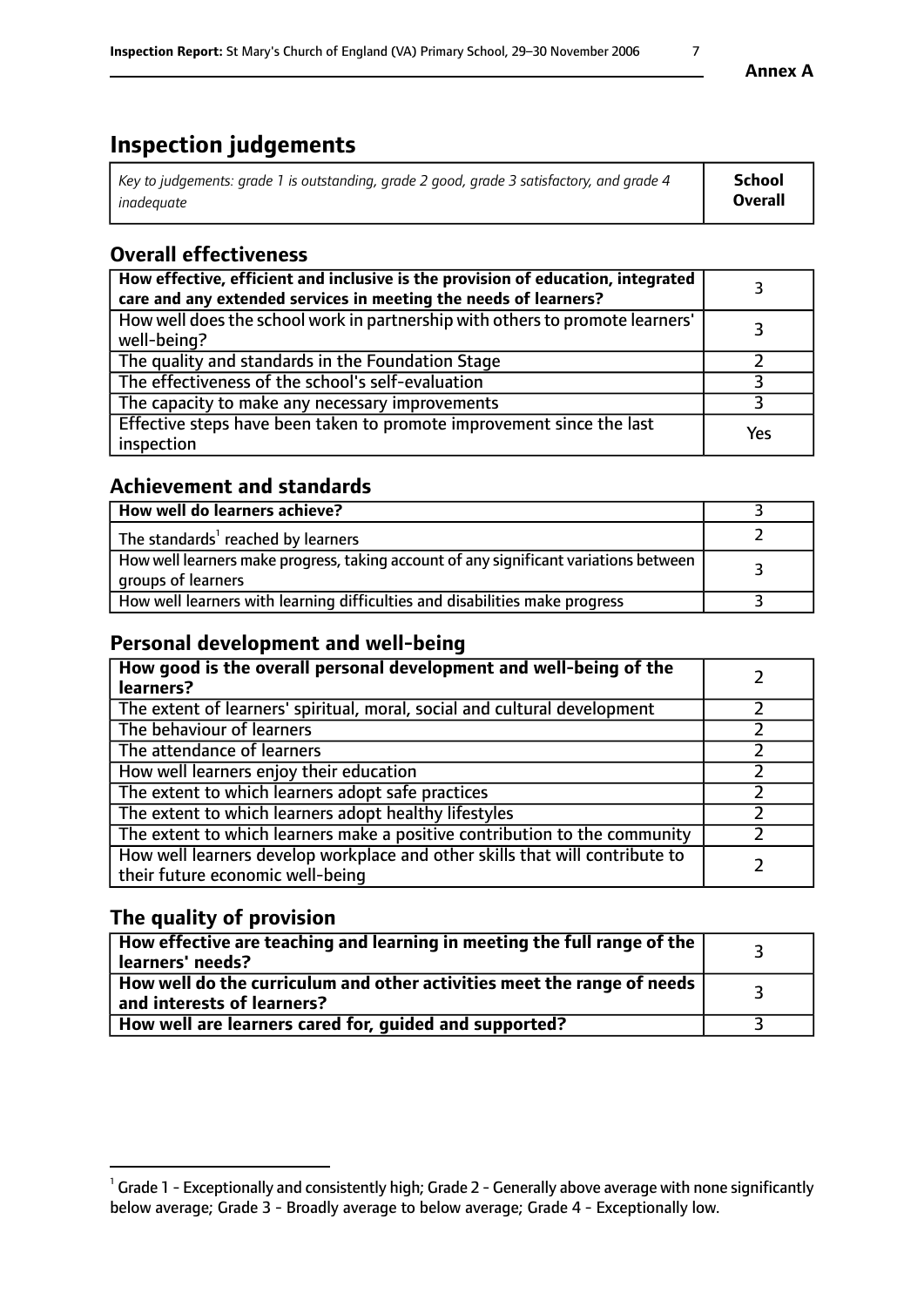# Inspection judgements

| *Key to judgements: grade 1 is outstanding, grade 2 good, grade 3 satisfactory, and grade 4 inadequate* | **School Overall** |
|---|---|

## Overall effectiveness

| | |
|---|---|
| **How effective, efficient and inclusive is the provision of education, integrated care and any extended services in meeting the needs of learners?** | 3 |
| How well does the school work in partnership with others to promote learners' well-being? | 3 |
| The quality and standards in the Foundation Stage | 2 |
| The effectiveness of the school's self-evaluation | 3 |
| The capacity to make any necessary improvements | 3 |
| Effective steps have been taken to promote improvement since the last inspection | Yes |

## Achievement and standards

| | |
|---|---|
| **How well do learners achieve?** | 3 |
| The standards[1] reached by learners | 2 |
| How well learners make progress, taking account of any significant variations between groups of learners | 3 |
| How well learners with learning difficulties and disabilities make progress | 3 |

## Personal development and well-being

| | |
|---|---|
| **How good is the overall personal development and well-being of the learners?** | 2 |
| The extent of learners' spiritual, moral, social and cultural development | 2 |
| The behaviour of learners | 2 |
| The attendance of learners | 2 |
| How well learners enjoy their education | 2 |
| The extent to which learners adopt safe practices | 2 |
| The extent to which learners adopt healthy lifestyles | 2 |
| The extent to which learners make a positive contribution to the community | 2 |
| How well learners develop workplace and other skills that will contribute to their future economic well-being | 2 |

## The quality of provision

| | |
|---|---|
| **How effective are teaching and learning in meeting the full range of the learners' needs?** | 3 |
| **How well do the curriculum and other activities meet the range of needs and interests of learners?** | 3 |
| **How well are learners cared for, guided and supported?** | 3 |

[1] Grade 1 - Exceptionally and consistently high; Grade 2 - Generally above average with none significantly below average; Grade 3 - Broadly average to below average; Grade 4 - Exceptionally low.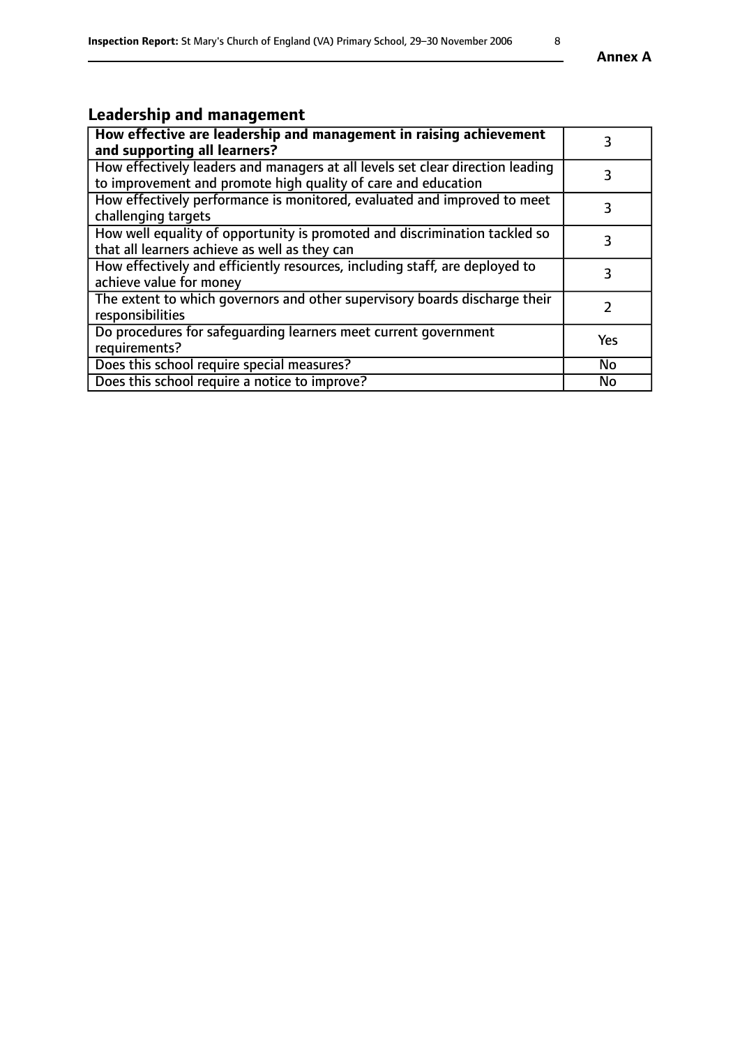## Leadership and management

| **How effective are leadership and management in raising achievement and supporting all learners?** | 3 |
|---|---|
| How effectively leaders and managers at all levels set clear direction leading to improvement and promote high quality of care and education | 3 |
| How effectively performance is monitored, evaluated and improved to meet challenging targets | 3 |
| How well equality of opportunity is promoted and discrimination tackled so that all learners achieve as well as they can | 3 |
| How effectively and efficiently resources, including staff, are deployed to achieve value for money | 3 |
| The extent to which governors and other supervisory boards discharge their responsibilities | 2 |
| Do procedures for safeguarding learners meet current government requirements? | Yes |
| Does this school require special measures? | No |
| Does this school require a notice to improve? | No |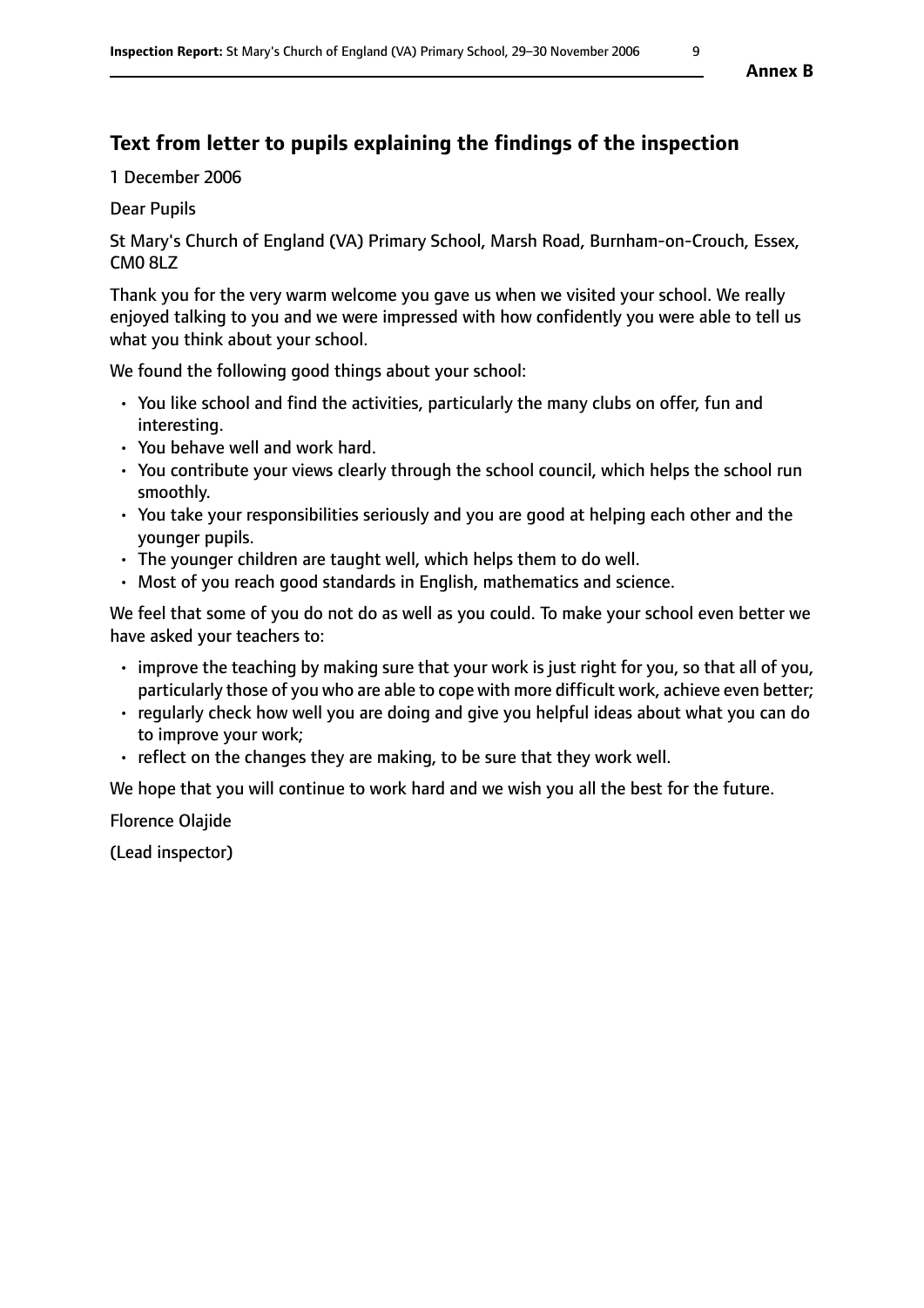## Text from letter to pupils explaining the findings of the inspection

1 December 2006

Dear Pupils

St Mary's Church of England (VA) Primary School, Marsh Road, Burnham-on-Crouch, Essex, CM0 8LZ

Thank you for the very warm welcome you gave us when we visited your school. We really enjoyed talking to you and we were impressed with how confidently you were able to tell us what you think about your school.

We found the following good things about your school:

- You like school and find the activities, particularly the many clubs on offer, fun and interesting.
- You behave well and work hard.
- You contribute your views clearly through the school council, which helps the school run smoothly.
- You take your responsibilities seriously and you are good at helping each other and the younger pupils.
- The younger children are taught well, which helps them to do well.
- Most of you reach good standards in English, mathematics and science.

We feel that some of you do not do as well as you could. To make your school even better we have asked your teachers to:

- improve the teaching by making sure that your work is just right for you, so that all of you, particularly those of you who are able to cope with more difficult work, achieve even better;
- regularly check how well you are doing and give you helpful ideas about what you can do to improve your work;
- reflect on the changes they are making, to be sure that they work well.

We hope that you will continue to work hard and we wish you all the best for the future.

Florence Olajide

(Lead inspector)